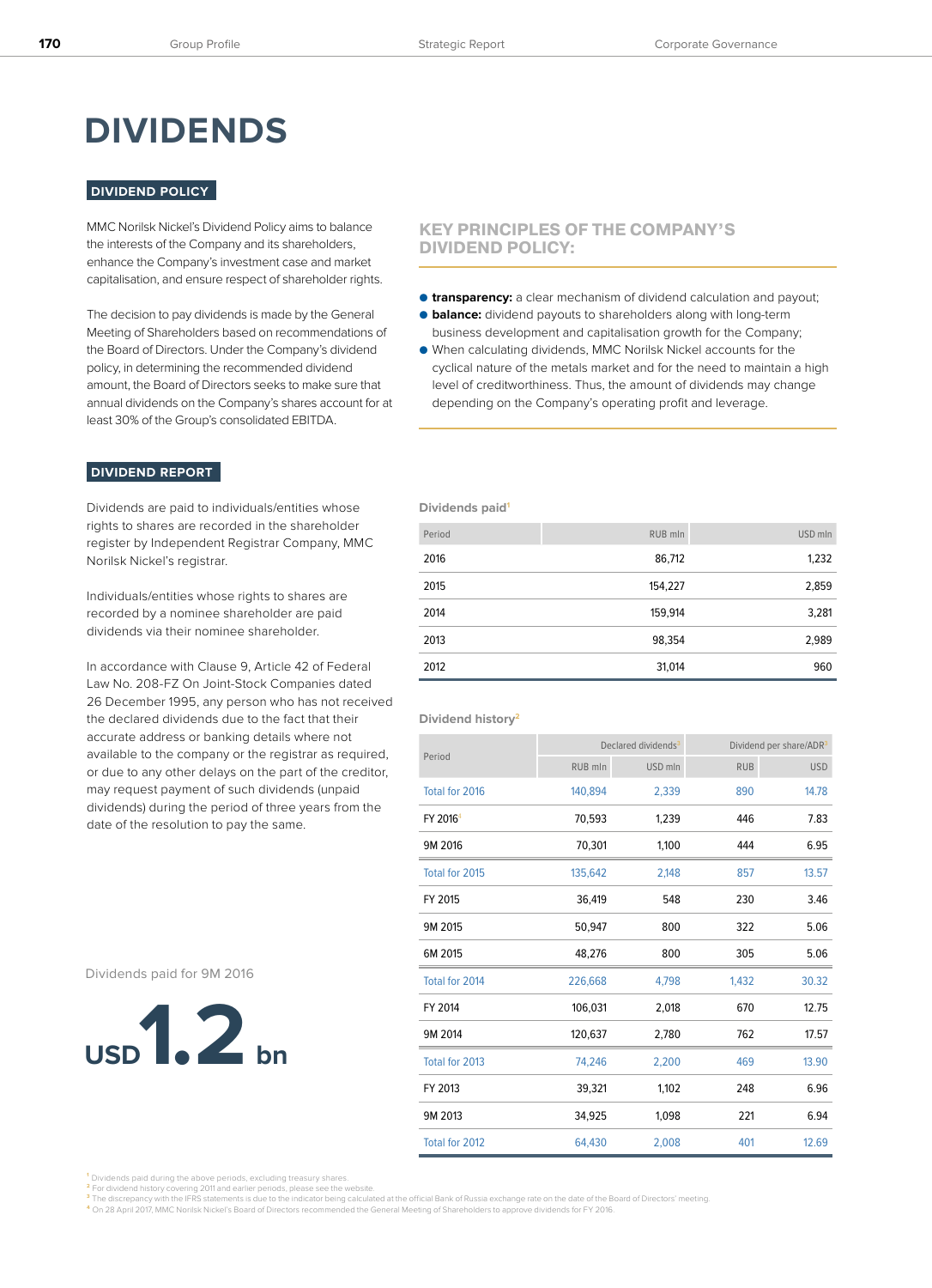# DIVIDENDS

## DIVIDEND POLICY

MMC Norilsk Nickel's Dividend Policy aims to balance the interests of the Company and its shareholders, enhance the Company's investment case and market capitalisation, and ensure respect of shareholder rights.

The decision to pay dividends is made by the General Meeting of Shareholders based on recommendations of the Board of Directors. Under the Company's dividend policy, in determining the recommended dividend amount, the Board of Directors seeks to make sure that annual dividends on the Company's shares account for at least 30% of the Group's consolidated EBITDA.

### KEY PRINCIPLES OF THE COMPANY'S DIVIDEND POLICY:

- **transparency:** a clear mechanism of dividend calculation and payout;
- **balance:** dividend payouts to shareholders along with long-term business development and capitalisation growth for the Company;
- When calculating dividends, MMC Norilsk Nickel accounts for the cyclical nature of the metals market and for the need to maintain a high level of creditworthiness. Thus, the amount of dividends may change depending on the Company's operating profit and leverage.

## DIVIDEND REPORT

Dividends are paid to individuals/entities whose rights to shares are recorded in the shareholder register by Independent Registrar Company, MMC Norilsk Nickel's registrar.

Individuals/entities whose rights to shares are recorded by a nominee shareholder are paid dividends via their nominee shareholder.

In accordance with Clause 9, Article 42 of Federal Law No. 208-FZ On Joint-Stock Companies dated 26 December 1995, any person who has not received the declared dividends due to the fact that their accurate address or banking details where not available to the company or the registrar as required, or due to other delays on the part of the creditor, may request payment of such dividends (unpaid dividends) during the period of three years from the date of the resolution to pay the same.

Dividends paid for 9M 2016

USD 1.2 bn

**Dividends paid[1]**

| Period | RUB mln | USD mln |
|---|---|---|
| 2016 | 86,712 | 1,232 |
| 2015 | 154,227 | 2,859 |
| 2014 | 159,914 | 3,281 |
| 2013 | 98,354 | 2,989 |
| 2012 | 31,014 | 960 |

**Dividend history[2]**

| Period | Declared dividends[3] | | Dividend per share/ADR[3] | |
|---|---|---|---|---|
| | RUB mln | USD mln | RUB | USD |
| Total for 2016 | 140,894 | 2,339 | 890 | 14.78 |
| FY 2016[4] | 70,593 | 1,239 | 446 | 7.83 |
| 9M 2016 | 70,301 | 1,100 | 444 | 6.95 |
| Total for 2015 | 135,642 | 2,148 | 857 | 13.57 |
| FY 2015 | 36,419 | 548 | 230 | 3.46 |
| 9M 2015 | 50,947 | 800 | 322 | 5.06 |
| 6M 2015 | 48,276 | 800 | 305 | 5.06 |
| Total for 2014 | 226,668 | 4,798 | 1,432 | 30.32 |
| FY 2014 | 106,031 | 2,018 | 670 | 12.75 |
| 9M 2014 | 120,637 | 2,780 | 762 | 17.57 |
| Total for 2013 | 74,246 | 2,200 | 469 | 13.90 |
| FY 2013 | 39,321 | 1,102 | 248 | 6.96 |
| 9M 2013 | 34,925 | 1,098 | 221 | 6.94 |
| Total for 2012 | 64,430 | 2,008 | 401 | 12.69 |

[1] Dividends paid during the above periods, excluding treasury shares.
[2] For dividend history covering 2011 and earlier periods, please see the website.
[3] The discrepancy with the IFRS statements is due to the indicator being calculated at the official Bank of Russia exchange rate on the date of the Board of Directors' meeting.
[4] On 28 April 2017, MMC Norilsk Nickel's Board of Directors recommended the General Meeting of Shareholders to approve dividends for FY 2016.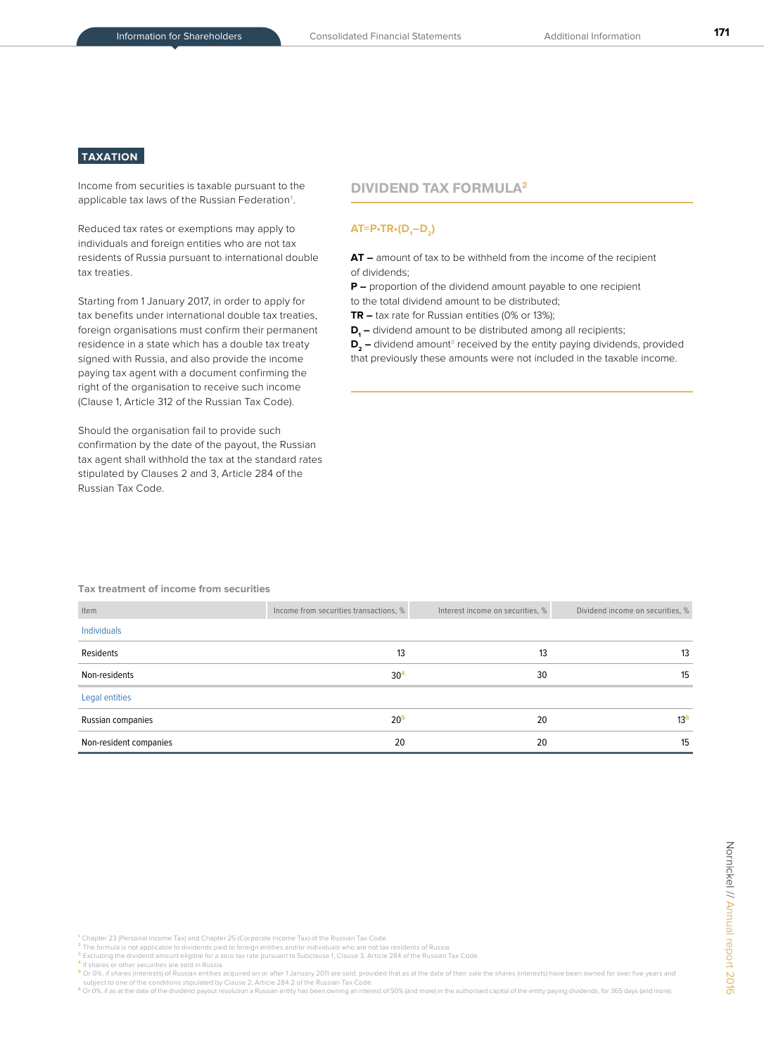## TAXATION

Income from securities is taxable pursuant to the applicable tax laws of the Russian Federation[1].

Reduced tax rates or exemptions may apply to individuals and foreign entities who are not tax residents of Russia pursuant to international double tax treaties.

Starting from 1 January 2017, in order to apply for tax benefits under international double tax treaties, foreign organisations must confirm their permanent residence in a state which has a double tax treaty signed with Russia, and also provide the income paying tax agent with a document confirming the right of the organisation to receive such income (Clause 1, Article 312 of the Russian Tax Code).

Should the organisation fail to provide such confirmation by the date of the payout, the Russian tax agent shall withhold the tax at the standard rates stipulated by Clauses 2 and 3, Article 284 of the Russian Tax Code.

## DIVIDEND TAX FORMULA[2]

$$AT = P \cdot TR \cdot (D_1 - D_2)$$

**AT –** amount of tax to be withheld from the income of the recipient of dividends;
**P –** proportion of the dividend amount payable to one recipient to the total dividend amount to be distributed;
**TR –** tax rate for Russian entities (0% or 13%);
**$D_1$ –** dividend amount to be distributed among all recipients;
**$D_2$ –** dividend amount[3] received by the entity paying dividends, provided that previously these amounts were not included in the taxable income.

### Tax treatment of income from securities

| Item | Income from securities transactions, % | Interest income on securities, % | Dividend income on securities, % |
|---|---|---|---|
| Individuals | | | |
| Residents | 13 | 13 | 13 |
| Non-residents | 30[4] | 30 | 15 |
| Legal entities | | | |
| Russian companies | 20[5] | 20 | 13[6] |
| Non-resident companies | 20 | 20 | 15 |

[1] Chapter 23 (Personal Income Tax) and Chapter 25 (Corporate Income Tax) of the Russian Tax Code.
[2] The formula is not applicable to dividends paid to foreign entities and/or individuals who are not tax residents of Russia.
[3] Excluding the dividend amount eligible for a zero tax rate pursuant to Subclause 1, Clause 3, Article 284 of the Russian Tax Code.
[4] If shares or other securities are sold in Russia.
[5] Or 0%, if shares (interests) of Russian entities acquired on or after 1 January 2011 are sold, provided that as at the date of their sale the shares (interests) have been owned for over five years and subject to one of the conditions stipulated by Clause 2, Article 284.2 of the Russian Tax Code.
[6] Or 0%, if as at the date of the dividend payout resolution a Russian entity has been owning an interest of 50% (and more) in the authorised capital of the entity paying dividends, for 365 days (and more).